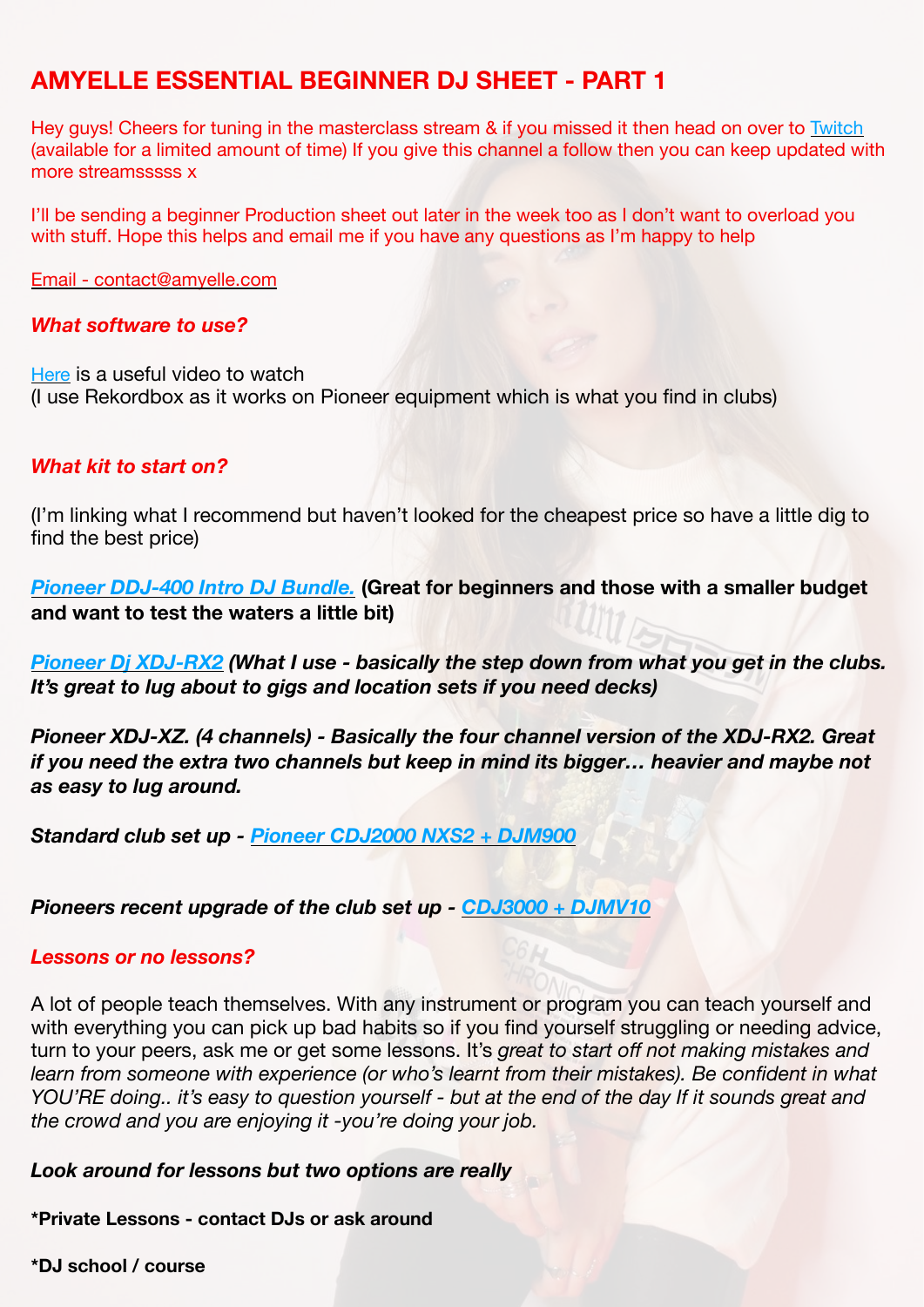# AMYELLE ESSENTIAL BEGINNER DJ SHEET - PART 1

Hey guys! Cheers for tuning in the masterclass stream & if you missed it then head on over to Twitch (available for a limited amount of time) If you give this channel a follow then you can keep updated with more streamsssss x

I'll be sending a beginner Production sheet out later in the week too as I don't want to overload you with stuff. Hope this helps and email me if you have any questions as I'm happy to help

Email - contact@amyelle.com

***What software to use?***

Here is a useful video to watch
(I use Rekordbox as it works on Pioneer equipment which is what you find in clubs)

***What kit to start on?***

(I'm linking what I recommend but haven't looked for the cheapest price so have a little dig to find the best price)

***Pioneer DDJ-400 Intro DJ Bundle.*** **(Great for beginners and those with a smaller budget and want to test the waters a little bit)**

***Pioneer Dj XDJ-RX2*** ***(What I use - basically the step down from what you get in the clubs. It's great to lug about to gigs and location sets if you need decks)***

***Pioneer XDJ-XZ. (4 channels) - Basically the four channel version of the XDJ-RX2. Great if you need the extra two channels but keep in mind its bigger… heavier and maybe not as easy to lug around.***

***Standard club set up - Pioneer CDJ2000 NXS2 + DJM900***

***Pioneers recent upgrade of the club set up - CDJ3000 + DJMV10***

***Lessons or no lessons?***

A lot of people teach themselves. With any instrument or program you can teach yourself and with everything you can pick up bad habits so if you find yourself struggling or needing advice, turn to your peers, ask me or get some lessons. It's *great to start off not making mistakes and learn from someone with experience (or who's learnt from their mistakes). Be confident in what YOU'RE doing.. it's easy to question yourself - but at the end of the day If it sounds great and the crowd and you are enjoying it -you're doing your job.*

***Look around for lessons but two options are really***

**\*Private Lessons - contact DJs or ask around**

**\*DJ school / course**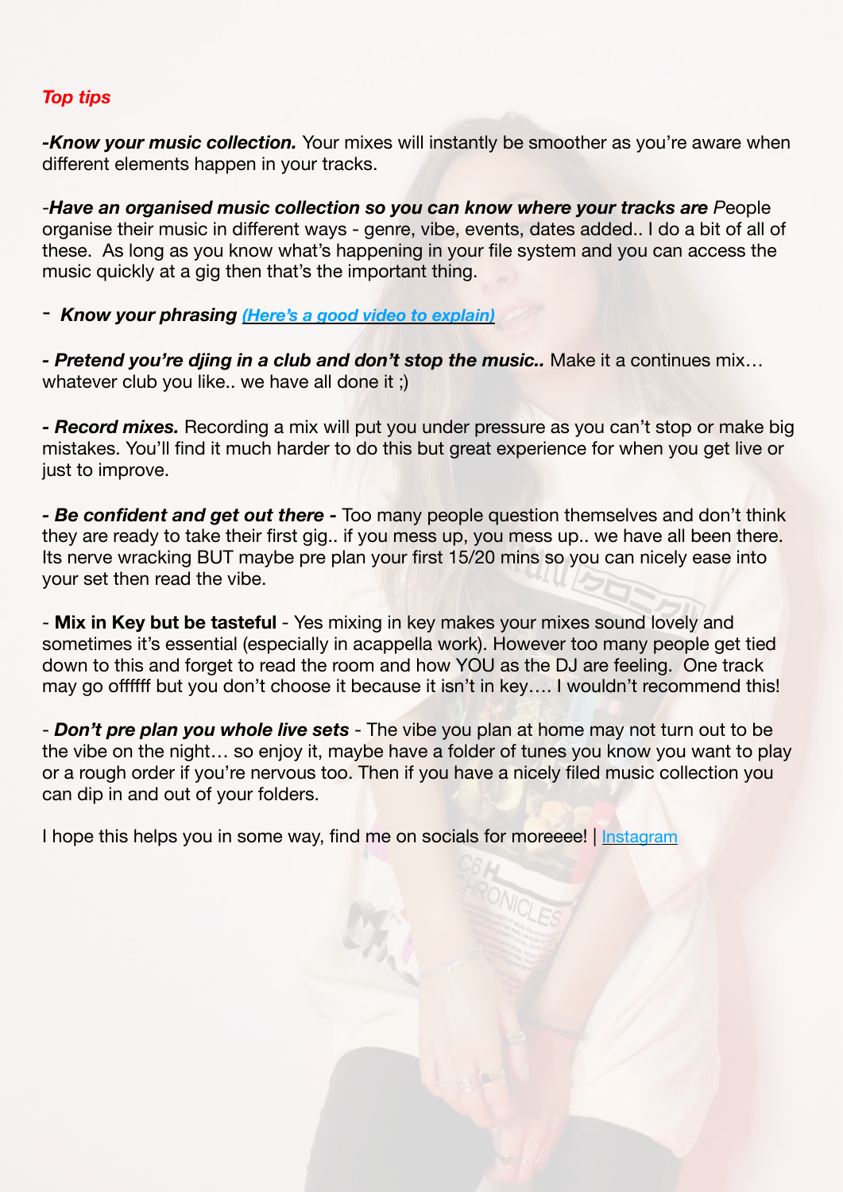***Top tips***

***-Know your music collection.*** Your mixes will instantly be smoother as you're aware when different elements happen in your tracks.

-***Have an organised music collection so you can know where your tracks are*** *P*eople organise their music in different ways - genre, vibe, events, dates added.. I do a bit of all of these. As long as you know what's happening in your file system and you can access the music quickly at a gig then that's the important thing.

- ***Know your phrasing*** ***(Here's a good video to explain)***

***- Pretend you're djing in a club and don't stop the music..*** Make it a continues mix… whatever club you like.. we have all done it ;)

***- Record mixes.*** Recording a mix will put you under pressure as you can't stop or make big mistakes. You'll find it much harder to do this but great experience for when you get live or just to improve.

***- Be confident and get out there -*** Too many people question themselves and don't think they are ready to take their first gig.. if you mess up, you mess up.. we have all been there. Its nerve wracking BUT maybe pre plan your first 15/20 mins so you can nicely ease into your set then read the vibe.

- **Mix in Key but be tasteful** - Yes mixing in key makes your mixes sound lovely and sometimes it's essential (especially in acappella work). However too many people get tied down to this and forget to read the room and how YOU as the DJ are feeling. One track may go offffff but you don't choose it because it isn't in key…. I wouldn't recommend this!

- ***Don't pre plan you whole live sets*** - The vibe you plan at home may not turn out to be the vibe on the night… so enjoy it, maybe have a folder of tunes you know you want to play or a rough order if you're nervous too. Then if you have a nicely filed music collection you can dip in and out of your folders.

I hope this helps you in some way, find me on socials for moreeee! | Instagram